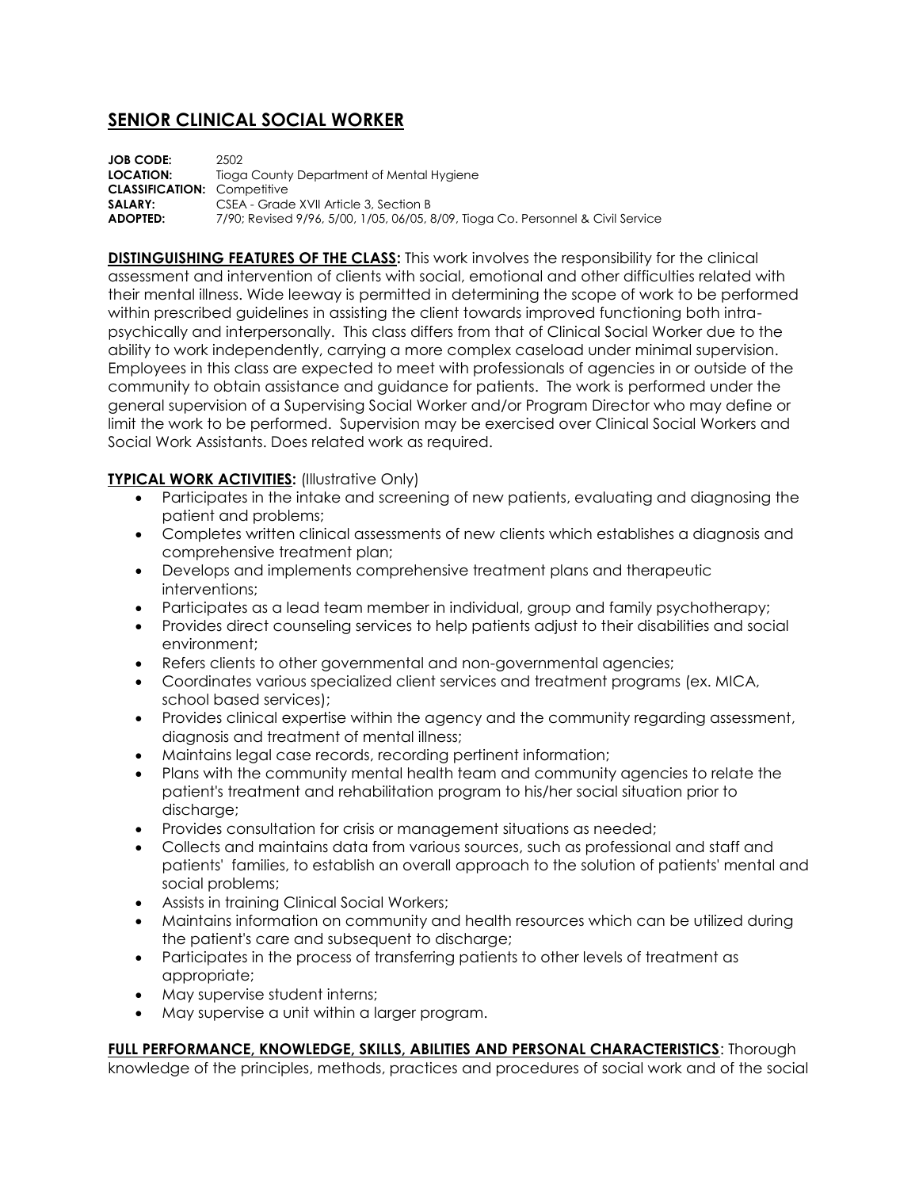# SENIOR CLINICAL SOCIAL WORKER

**JOB CODE:** 2502
**LOCATION:** Tioga County Department of Mental Hygiene
**CLASSIFICATION:** Competitive
**SALARY:** CSEA - Grade XVII Article 3, Section B
**ADOPTED:** 7/90; Revised 9/96, 5/00, 1/05, 06/05, 8/09, Tioga Co. Personnel & Civil Service

**DISTINGUISHING FEATURES OF THE CLASS:** This work involves the responsibility for the clinical assessment and intervention of clients with social, emotional and other difficulties related with their mental illness. Wide leeway is permitted in determining the scope of work to be performed within prescribed guidelines in assisting the client towards improved functioning both intra-psychically and interpersonally. This class differs from that of Clinical Social Worker due to the ability to work independently, carrying a more complex caseload under minimal supervision. Employees in this class are expected to meet with professionals of agencies in or outside of the community to obtain assistance and guidance for patients. The work is performed under the general supervision of a Supervising Social Worker and/or Program Director who may define or limit the work to be performed. Supervision may be exercised over Clinical Social Workers and Social Work Assistants. Does related work as required.

**TYPICAL WORK ACTIVITIES:** (Illustrative Only)

- Participates in the intake and screening of new patients, evaluating and diagnosing the patient and problems;
- Completes written clinical assessments of new clients which establishes a diagnosis and comprehensive treatment plan;
- Develops and implements comprehensive treatment plans and therapeutic interventions;
- Participates as a lead team member in individual, group and family psychotherapy;
- Provides direct counseling services to help patients adjust to their disabilities and social environment;
- Refers clients to other governmental and non-governmental agencies;
- Coordinates various specialized client services and treatment programs (ex. MICA, school based services);
- Provides clinical expertise within the agency and the community regarding assessment, diagnosis and treatment of mental illness;
- Maintains legal case records, recording pertinent information;
- Plans with the community mental health team and community agencies to relate the patient's treatment and rehabilitation program to his/her social situation prior to discharge;
- Provides consultation for crisis or management situations as needed;
- Collects and maintains data from various sources, such as professional and staff and patients' families, to establish an overall approach to the solution of patients' mental and social problems;
- Assists in training Clinical Social Workers;
- Maintains information on community and health resources which can be utilized during the patient's care and subsequent to discharge;
- Participates in the process of transferring patients to other levels of treatment as appropriate;
- May supervise student interns;
- May supervise a unit within a larger program.

**FULL PERFORMANCE, KNOWLEDGE, SKILLS, ABILITIES AND PERSONAL CHARACTERISTICS**: Thorough knowledge of the principles, methods, practices and procedures of social work and of the social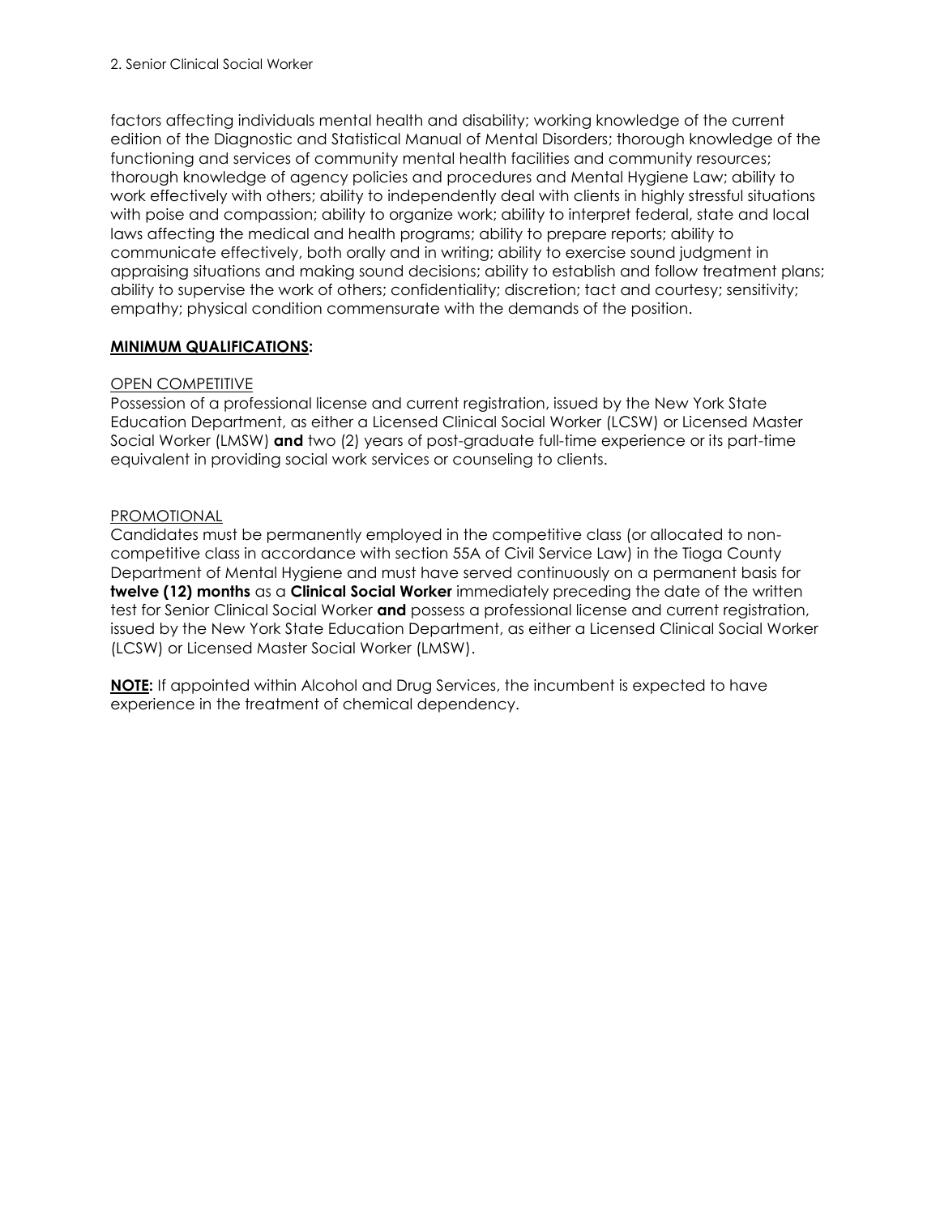factors affecting individuals mental health and disability; working knowledge of the current edition of the Diagnostic and Statistical Manual of Mental Disorders; thorough knowledge of the functioning and services of community mental health facilities and community resources; thorough knowledge of agency policies and procedures and Mental Hygiene Law; ability to work effectively with others; ability to independently deal with clients in highly stressful situations with poise and compassion; ability to organize work; ability to interpret federal, state and local laws affecting the medical and health programs; ability to prepare reports; ability to communicate effectively, both orally and in writing; ability to exercise sound judgment in appraising situations and making sound decisions; ability to establish and follow treatment plans; ability to supervise the work of others; confidentiality; discretion; tact and courtesy; sensitivity; empathy; physical condition commensurate with the demands of the position.

## MINIMUM QUALIFICATIONS:

OPEN COMPETITIVE

Possession of a professional license and current registration, issued by the New York State Education Department, as either a Licensed Clinical Social Worker (LCSW) or Licensed Master Social Worker (LMSW) **and** two (2) years of post-graduate full-time experience or its part-time equivalent in providing social work services or counseling to clients.

PROMOTIONAL

Candidates must be permanently employed in the competitive class (or allocated to non-competitive class in accordance with section 55A of Civil Service Law) in the Tioga County Department of Mental Hygiene and must have served continuously on a permanent basis for **twelve (12) months** as a **Clinical Social Worker** immediately preceding the date of the written test for Senior Clinical Social Worker **and** possess a professional license and current registration, issued by the New York State Education Department, as either a Licensed Clinical Social Worker (LCSW) or Licensed Master Social Worker (LMSW).

**NOTE:** If appointed within Alcohol and Drug Services, the incumbent is expected to have experience in the treatment of chemical dependency.